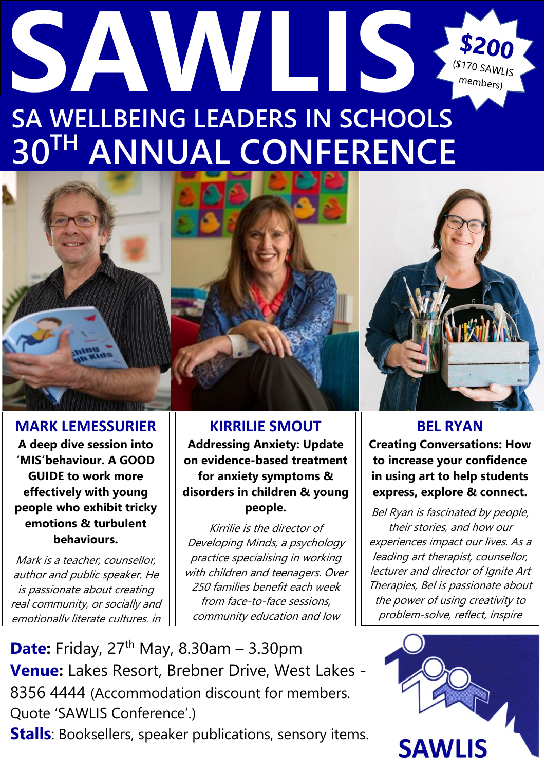# SAWLIS

**$200** ($170 SAWLIS members)

## SA WELLBEING LEADERS IN SCHOOLS 30TH ANNUAL CONFERENCE

### MARK LEMESSURIER

**A deep dive session into 'MIS'behaviour. A GOOD GUIDE to work more effectively with young people who exhibit tricky emotions & turbulent behaviours.**

*Mark is a teacher, counsellor, author and public speaker. He is passionate about creating real community, or socially and emotionally literate cultures, in*

### KIRRILIE SMOUT

**Addressing Anxiety: Update on evidence-based treatment for anxiety symptoms & disorders in children & young people.**

*Kirrilie is the director of Developing Minds, a psychology practice specialising in working with children and teenagers. Over 250 families benefit each week from face-to-face sessions, community education and low*

### BEL RYAN

**Creating Conversations: How to increase your confidence in using art to help students express, explore & connect.**

*Bel Ryan is fascinated by people, their stories, and how our experiences impact our lives. As a leading art therapist, counsellor, lecturer and director of Ignite Art Therapies, Bel is passionate about the power of using creativity to problem-solve, reflect, inspire*

**Date:** Friday, 27th May, 8.30am – 3.30pm

**Venue:** Lakes Resort, Brebner Drive, West Lakes - 8356 4444 (Accommodation discount for members. Quote 'SAWLIS Conference'.)

**Stalls**: Booksellers, speaker publications, sensory items.

SAWLIS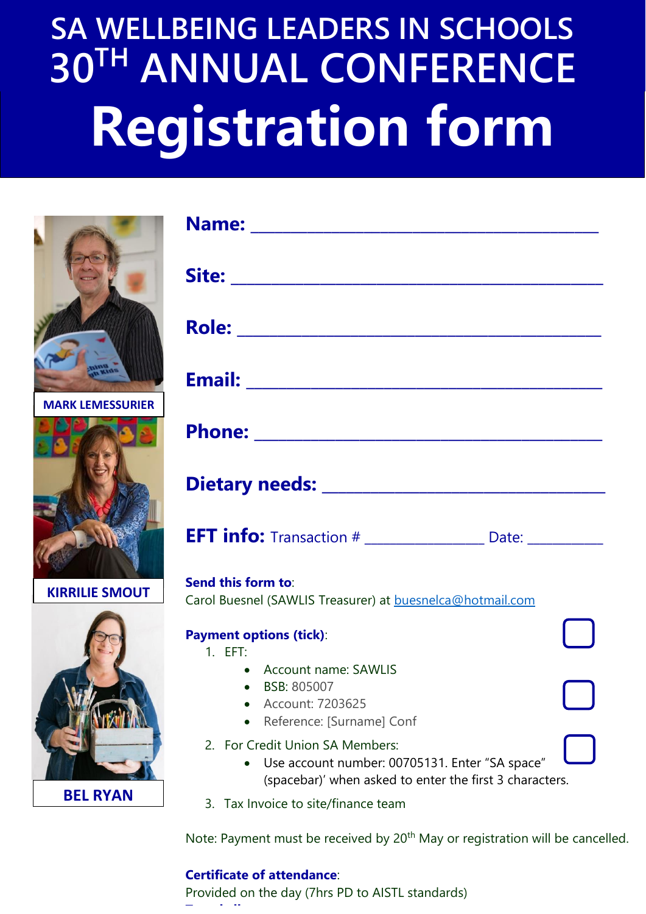# SA WELLBEING LEADERS IN SCHOOLS 30TH ANNUAL CONFERENCE

# Registration form

MARK LEMESSURIER

KIRRILIE SMOUT

BEL RYAN

**Name:** ________________________________________

**Site:** ________________________________________

**Role:** ________________________________________

**Email:** ________________________________________

**Phone:** ________________________________________

**Dietary needs:** ________________________________

**EFT info:** Transaction # ________________ Date: __________

**Send this form to**:
Carol Buesnel (SAWLIS Treasurer) at buesnelca@hotmail.com

**Payment options (tick)**:

1. EFT:
   - Account name: SAWLIS
   - BSB: 805007
   - Account: 7203625
   - Reference: [Surname] Conf
2. For Credit Union SA Members:
   - Use account number: 00705131. Enter “SA space” (spacebar)’ when asked to enter the first 3 characters.
3. Tax Invoice to site/finance team

Note: Payment must be received by 20th May or registration will be cancelled.

**Certificate of attendance**:
Provided on the day (7hrs PD to AISTL standards)